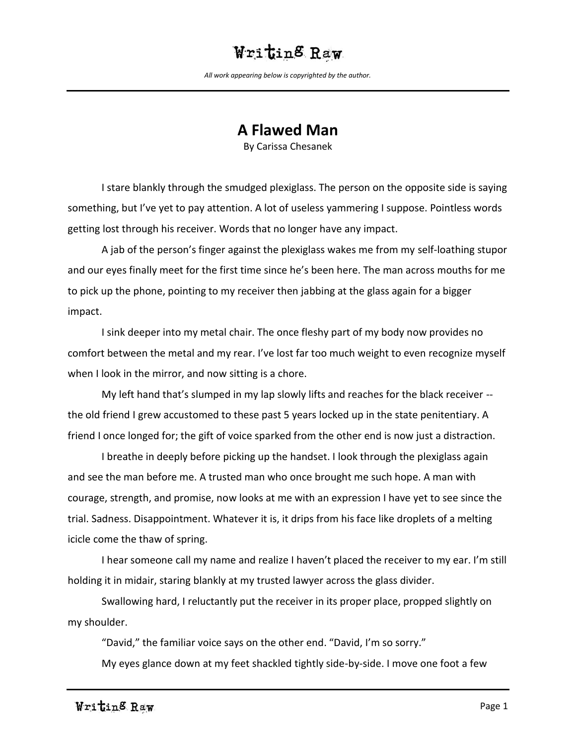# A Flawed Man

By Carissa Chesanek

I stare blankly through the smudged plexiglass. The person on the opposite side is saying something, but I've yet to pay attention. A lot of useless yammering I suppose. Pointless words getting lost through his receiver. Words that no longer have any impact.

A jab of the person's finger against the plexiglass wakes me from my self-loathing stupor and our eyes finally meet for the first time since he's been here. The man across mouths for me to pick up the phone, pointing to my receiver then jabbing at the glass again for a bigger impact.

I sink deeper into my metal chair. The once fleshy part of my body now provides no comfort between the metal and my rear. I've lost far too much weight to even recognize myself when I look in the mirror, and now sitting is a chore.

My left hand that's slumped in my lap slowly lifts and reaches for the black receiver -- the old friend I grew accustomed to these past 5 years locked up in the state penitentiary. A friend I once longed for; the gift of voice sparked from the other end is now just a distraction.

I breathe in deeply before picking up the handset. I look through the plexiglass again and see the man before me. A trusted man who once brought me such hope. A man with courage, strength, and promise, now looks at me with an expression I have yet to see since the trial. Sadness. Disappointment. Whatever it is, it drips from his face like droplets of a melting icicle come the thaw of spring.

I hear someone call my name and realize I haven't placed the receiver to my ear. I'm still holding it in midair, staring blankly at my trusted lawyer across the glass divider.

Swallowing hard, I reluctantly put the receiver in its proper place, propped slightly on my shoulder.

"David," the familiar voice says on the other end. "David, I'm so sorry."

My eyes glance down at my feet shackled tightly side-by-side. I move one foot a few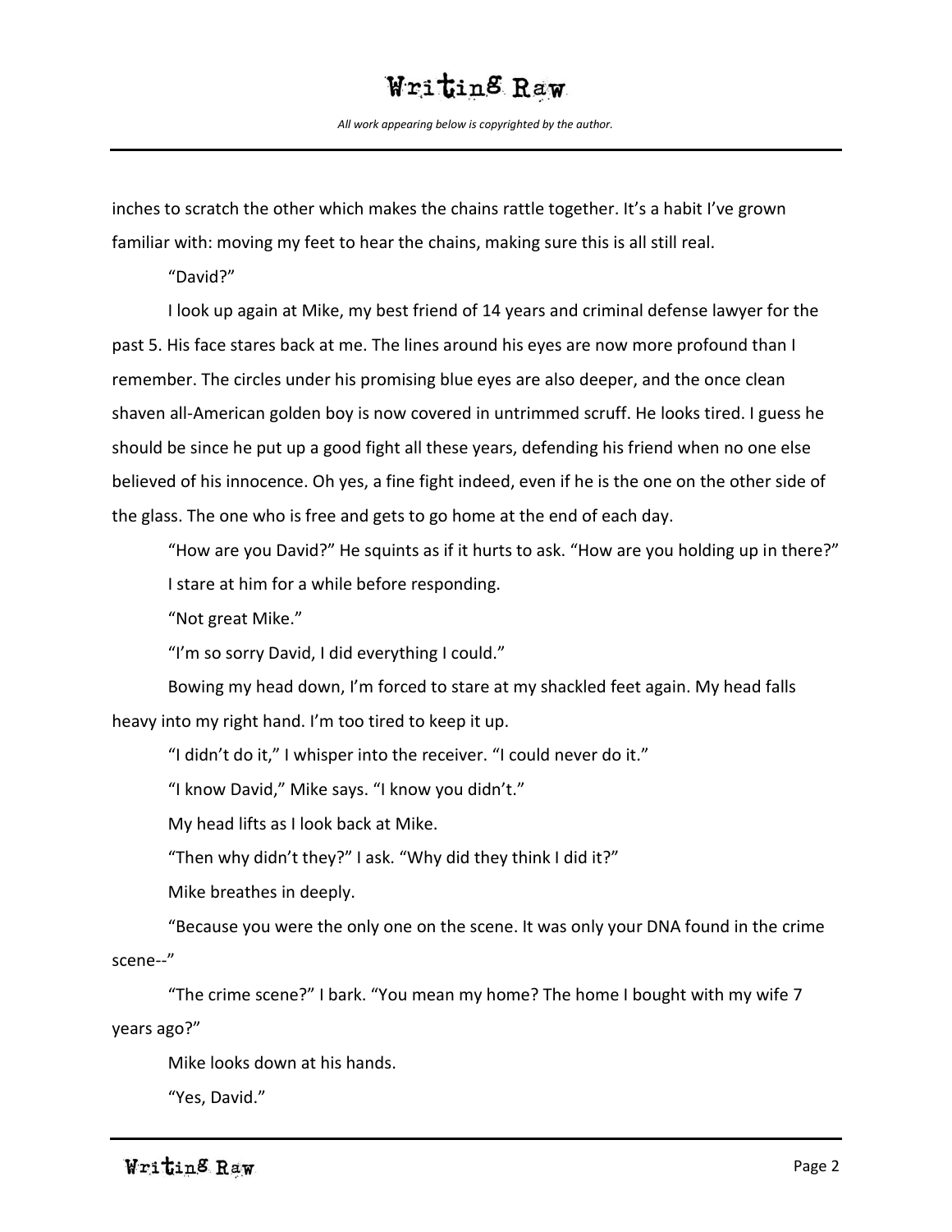inches to scratch the other which makes the chains rattle together. It's a habit I've grown familiar with: moving my feet to hear the chains, making sure this is all still real.

"David?"

I look up again at Mike, my best friend of 14 years and criminal defense lawyer for the past 5. His face stares back at me. The lines around his eyes are now more profound than I remember. The circles under his promising blue eyes are also deeper, and the once clean shaven all-American golden boy is now covered in untrimmed scruff. He looks tired. I guess he should be since he put up a good fight all these years, defending his friend when no one else believed of his innocence. Oh yes, a fine fight indeed, even if he is the one on the other side of the glass. The one who is free and gets to go home at the end of each day.

"How are you David?" He squints as if it hurts to ask. "How are you holding up in there?"

I stare at him for a while before responding.

"Not great Mike."

"I'm so sorry David, I did everything I could."

Bowing my head down, I'm forced to stare at my shackled feet again. My head falls heavy into my right hand. I'm too tired to keep it up.

"I didn't do it," I whisper into the receiver. "I could never do it."

"I know David," Mike says. "I know you didn't."

My head lifts as I look back at Mike.

"Then why didn't they?" I ask. "Why did they think I did it?"

Mike breathes in deeply.

"Because you were the only one on the scene. It was only your DNA found in the crime scene--"

"The crime scene?" I bark. "You mean my home? The home I bought with my wife 7 years ago?"

Mike looks down at his hands.

"Yes, David."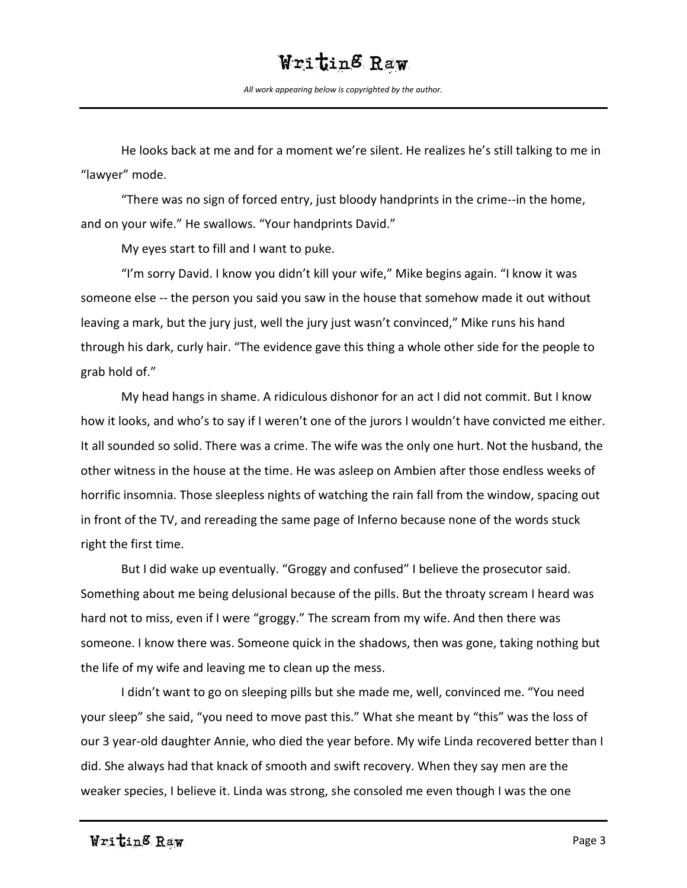He looks back at me and for a moment we're silent. He realizes he's still talking to me in "lawyer" mode.

"There was no sign of forced entry, just bloody handprints in the crime--in the home, and on your wife." He swallows. "Your handprints David."

My eyes start to fill and I want to puke.

"I'm sorry David. I know you didn't kill your wife," Mike begins again. "I know it was someone else -- the person you said you saw in the house that somehow made it out without leaving a mark, but the jury just, well the jury just wasn't convinced," Mike runs his hand through his dark, curly hair. "The evidence gave this thing a whole other side for the people to grab hold of."

My head hangs in shame. A ridiculous dishonor for an act I did not commit. But I know how it looks, and who's to say if I weren't one of the jurors I wouldn't have convicted me either. It all sounded so solid. There was a crime. The wife was the only one hurt. Not the husband, the other witness in the house at the time. He was asleep on Ambien after those endless weeks of horrific insomnia. Those sleepless nights of watching the rain fall from the window, spacing out in front of the TV, and rereading the same page of Inferno because none of the words stuck right the first time.

But I did wake up eventually. "Groggy and confused" I believe the prosecutor said. Something about me being delusional because of the pills. But the throaty scream I heard was hard not to miss, even if I were "groggy." The scream from my wife. And then there was someone. I know there was. Someone quick in the shadows, then was gone, taking nothing but the life of my wife and leaving me to clean up the mess.

I didn't want to go on sleeping pills but she made me, well, convinced me. "You need your sleep" she said, "you need to move past this." What she meant by "this" was the loss of our 3 year-old daughter Annie, who died the year before. My wife Linda recovered better than I did. She always had that knack of smooth and swift recovery. When they say men are the weaker species, I believe it. Linda was strong, she consoled me even though I was the one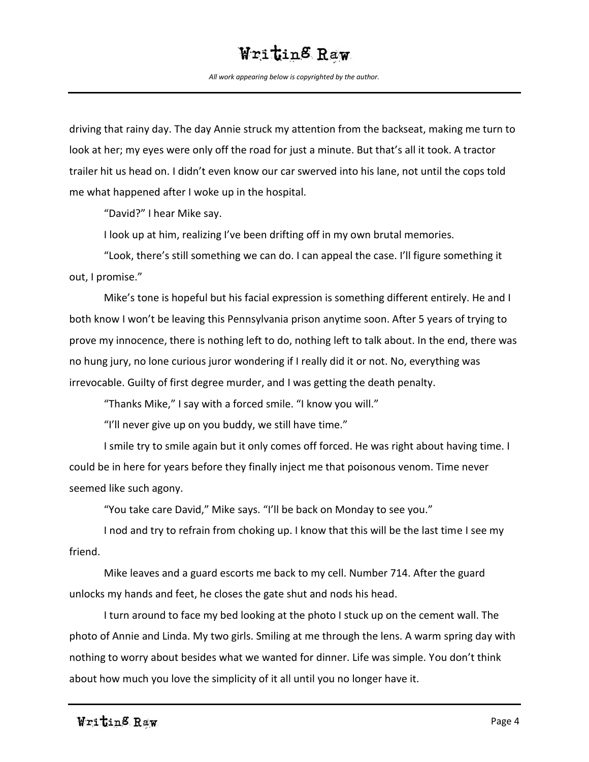driving that rainy day. The day Annie struck my attention from the backseat, making me turn to look at her; my eyes were only off the road for just a minute. But that's all it took. A tractor trailer hit us head on. I didn't even know our car swerved into his lane, not until the cops told me what happened after I woke up in the hospital.

"David?" I hear Mike say.

I look up at him, realizing I've been drifting off in my own brutal memories.

"Look, there's still something we can do. I can appeal the case. I'll figure something it out, I promise."

Mike's tone is hopeful but his facial expression is something different entirely. He and I both know I won't be leaving this Pennsylvania prison anytime soon. After 5 years of trying to prove my innocence, there is nothing left to do, nothing left to talk about. In the end, there was no hung jury, no lone curious juror wondering if I really did it or not. No, everything was irrevocable. Guilty of first degree murder, and I was getting the death penalty.

"Thanks Mike," I say with a forced smile. "I know you will."

"I'll never give up on you buddy, we still have time."

I smile try to smile again but it only comes off forced. He was right about having time. I could be in here for years before they finally inject me that poisonous venom. Time never seemed like such agony.

"You take care David," Mike says. "I'll be back on Monday to see you."

I nod and try to refrain from choking up. I know that this will be the last time I see my friend.

Mike leaves and a guard escorts me back to my cell. Number 714. After the guard unlocks my hands and feet, he closes the gate shut and nods his head.

I turn around to face my bed looking at the photo I stuck up on the cement wall. The photo of Annie and Linda. My two girls. Smiling at me through the lens. A warm spring day with nothing to worry about besides what we wanted for dinner. Life was simple. You don't think about how much you love the simplicity of it all until you no longer have it.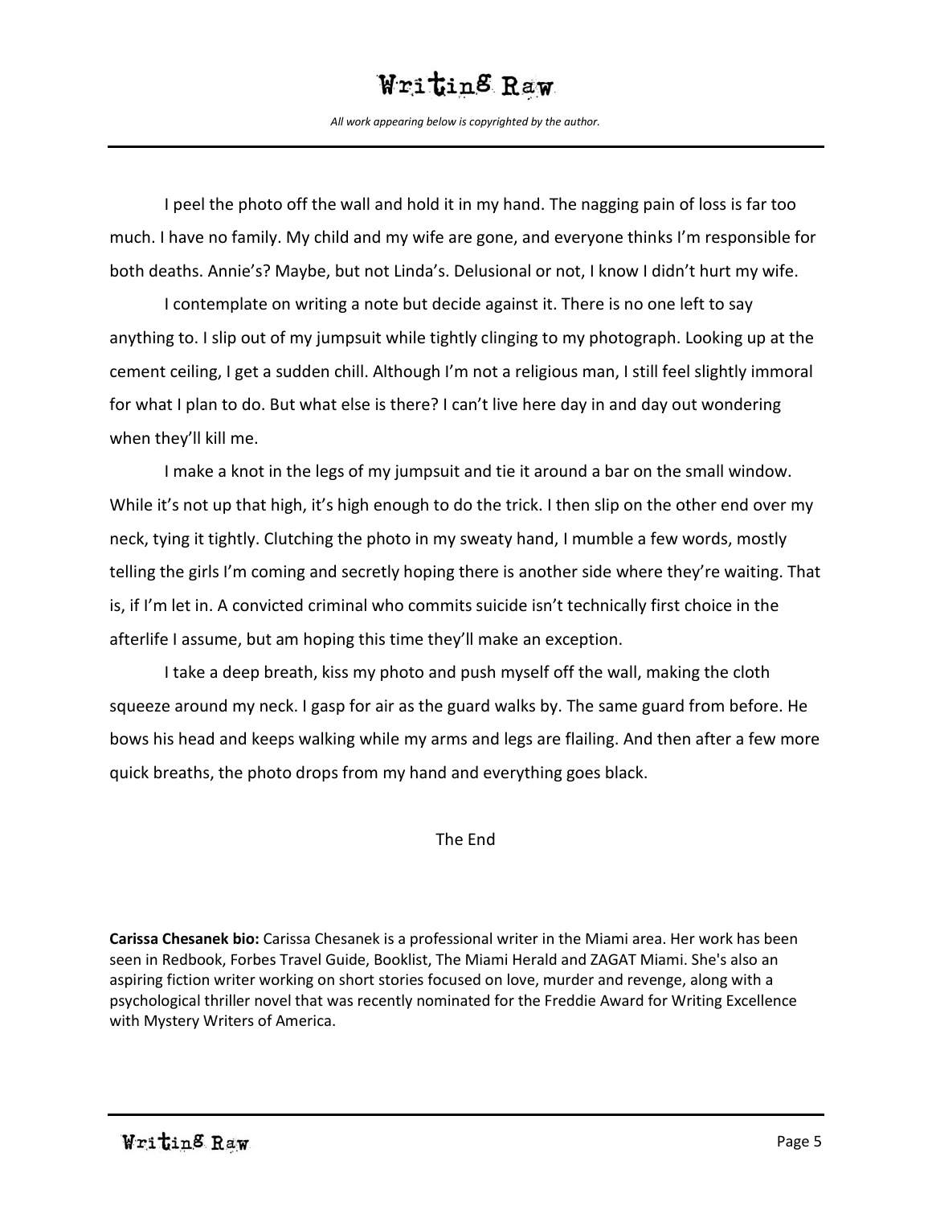I peel the photo off the wall and hold it in my hand. The nagging pain of loss is far too much. I have no family. My child and my wife are gone, and everyone thinks I'm responsible for both deaths. Annie's? Maybe, but not Linda's. Delusional or not, I know I didn't hurt my wife.

I contemplate on writing a note but decide against it. There is no one left to say anything to. I slip out of my jumpsuit while tightly clinging to my photograph. Looking up at the cement ceiling, I get a sudden chill. Although I'm not a religious man, I still feel slightly immoral for what I plan to do. But what else is there? I can't live here day in and day out wondering when they'll kill me.

I make a knot in the legs of my jumpsuit and tie it around a bar on the small window. While it's not up that high, it's high enough to do the trick. I then slip on the other end over my neck, tying it tightly. Clutching the photo in my sweaty hand, I mumble a few words, mostly telling the girls I'm coming and secretly hoping there is another side where they're waiting. That is, if I'm let in. A convicted criminal who commits suicide isn't technically first choice in the afterlife I assume, but am hoping this time they'll make an exception.

I take a deep breath, kiss my photo and push myself off the wall, making the cloth squeeze around my neck. I gasp for air as the guard walks by. The same guard from before. He bows his head and keeps walking while my arms and legs are flailing. And then after a few more quick breaths, the photo drops from my hand and everything goes black.

The End

**Carissa Chesanek bio:** Carissa Chesanek is a professional writer in the Miami area. Her work has been seen in Redbook, Forbes Travel Guide, Booklist, The Miami Herald and ZAGAT Miami. She's also an aspiring fiction writer working on short stories focused on love, murder and revenge, along with a psychological thriller novel that was recently nominated for the Freddie Award for Writing Excellence with Mystery Writers of America.